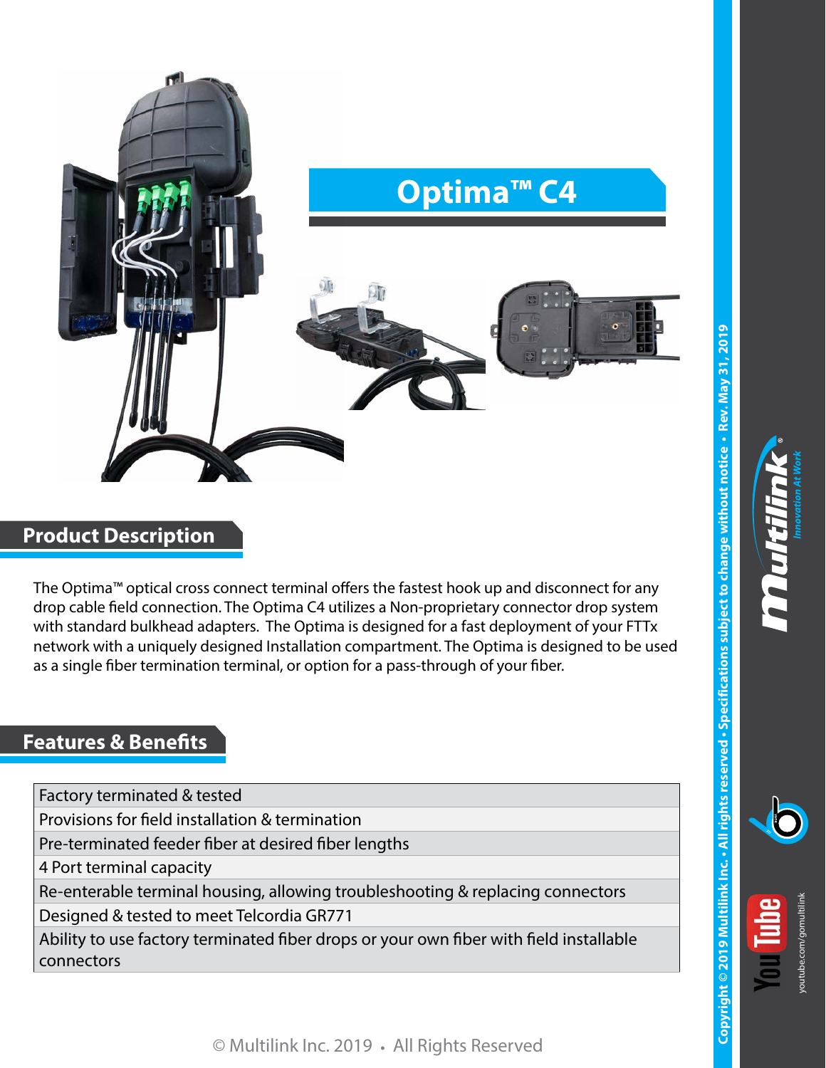# Optima™ C4

## Product Description

The Optima™ optical cross connect terminal offers the fastest hook up and disconnect for any drop cable field connection. The Optima C4 utilizes a Non-proprietary connector drop system with standard bulkhead adapters. The Optima is designed for a fast deployment of your FTTx network with a uniquely designed Installation compartment. The Optima is designed to be used as a single fiber termination terminal, or option for a pass-through of your fiber.

## Features & Benefits

| Features & Benefits |
| --- |
| Factory terminated & tested |
| Provisions for field installation & termination |
| Pre-terminated feeder fiber at desired fiber lengths |
| 4 Port terminal capacity |
| Re-enterable terminal housing, allowing troubleshooting & replacing connectors |
| Designed & tested to meet Telcordia GR771 |
| Ability to use factory terminated fiber drops or your own fiber with field installable connectors |

Copyright © 2019 Multilink Inc. • All rights reserved • Specifications subject to change without notice • Rev. May 31, 2019

Multilink® Innovation At Work

youtube.com/gomultilink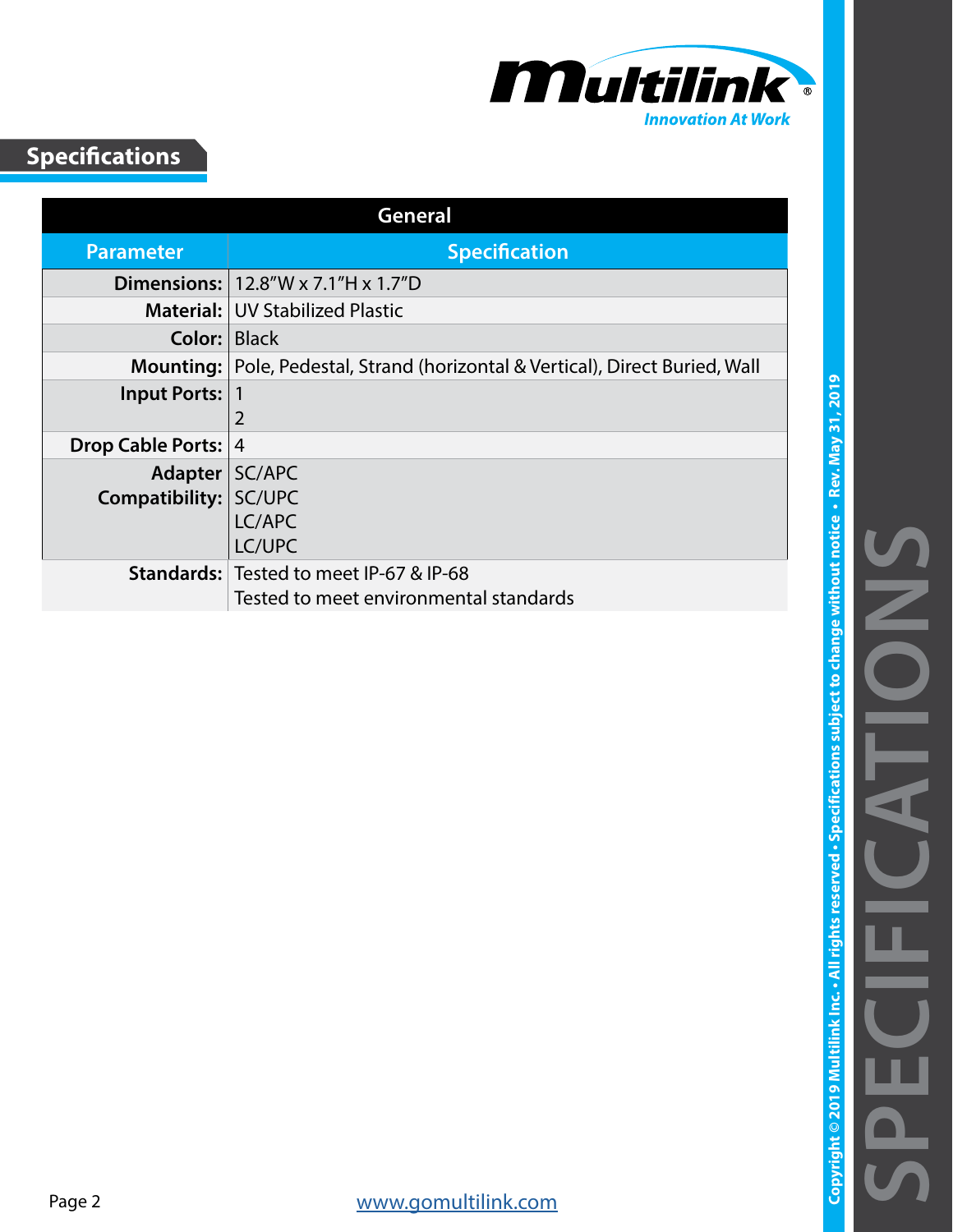## Specifications

| General | |
|---|---|
| **Parameter** | **Specification** |
| **Dimensions:** | 12.8"W x 7.1"H x 1.7"D |
| **Material:** | UV Stabilized Plastic |
| **Color:** | Black |
| **Mounting:** | Pole, Pedestal, Strand (horizontal & Vertical), Direct Buried, Wall |
| **Input Ports:** | 1<br>2 |
| **Drop Cable Ports:** | 4 |
| **Adapter Compatibility:** | SC/APC<br>SC/UPC<br>LC/APC<br>LC/UPC |
| **Standards:** | Tested to meet IP-67 & IP-68<br>Tested to meet environmental standards |

www.gomultilink.com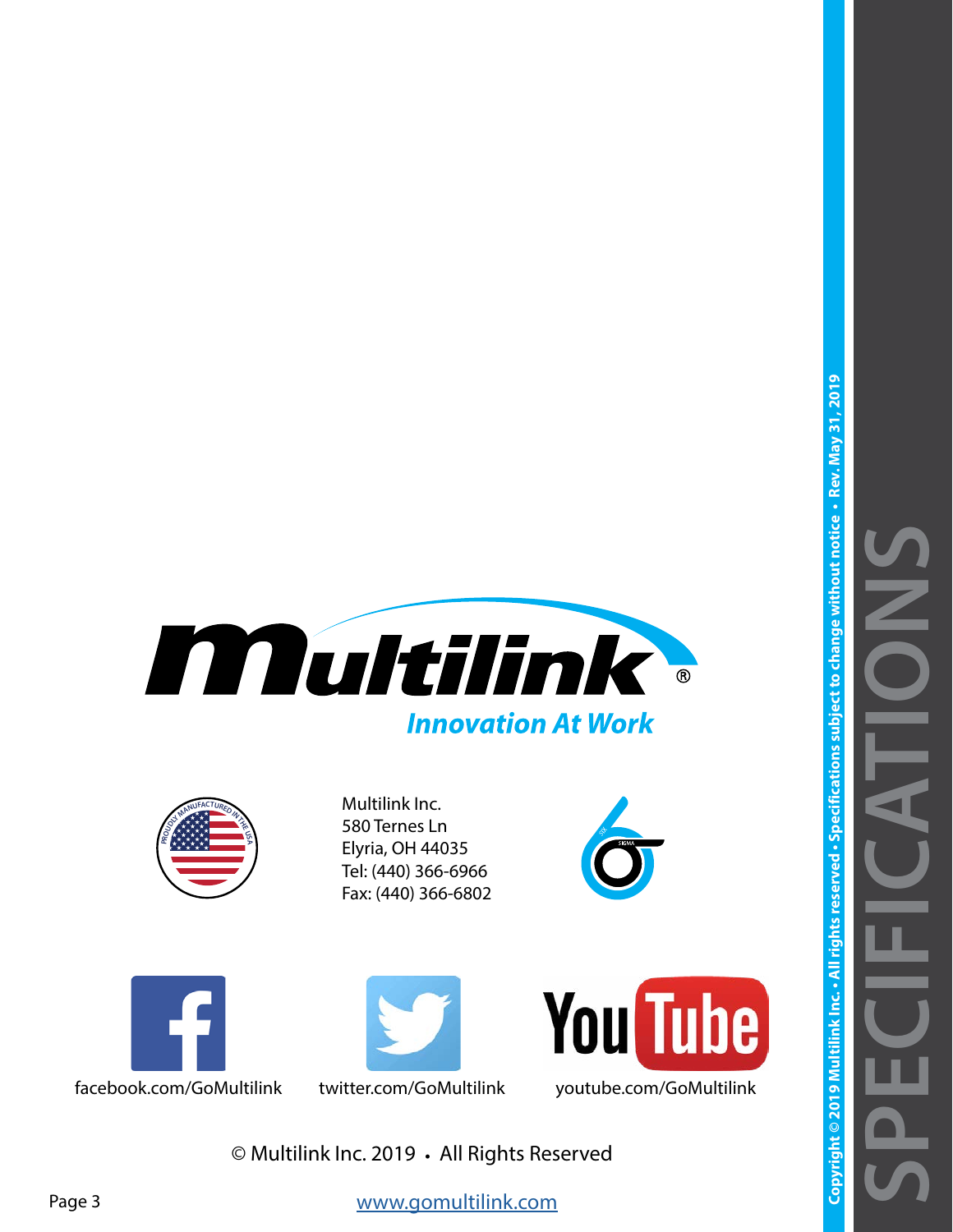Multilink®

Innovation At Work

Multilink Inc.
580 Ternes Ln
Elyria, OH 44035
Tel: (440) 366-6966
Fax: (440) 366-6802

facebook.com/GoMultilink

twitter.com/GoMultilink

youtube.com/GoMultilink

© Multilink Inc. 2019 • All Rights Reserved

www.gomultilink.com